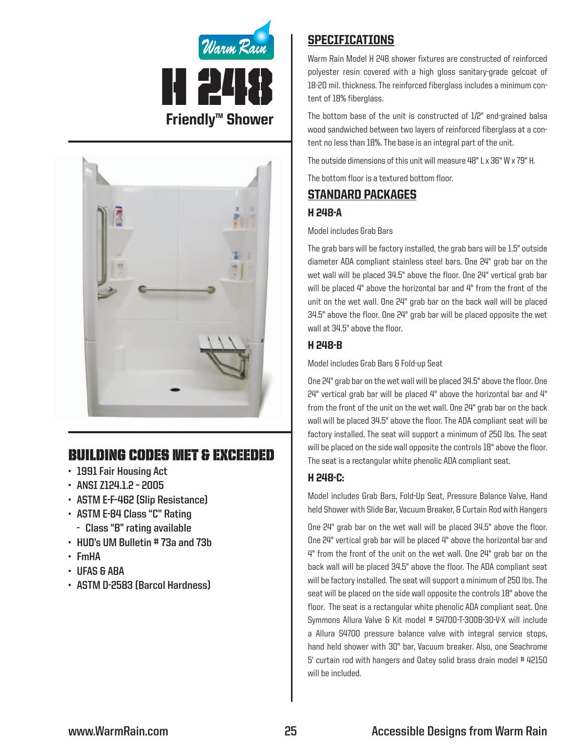Warm Rain

# H 248

## Friendly™ Shower

## BUILDING CODES MET & EXCEEDED

- 1991 Fair Housing Act
- ANSI Z124.1.2 – 2005
- ASTM E-F-462 (Slip Resistance)
- ASTM E-84 Class "C" Rating
  - Class "B" rating available
- HUD's UM Bulletin # 73a and 73b
- FmHA
- UFAS & ABA
- ASTM D-2583 (Barcol Hardness)

## SPECIFICATIONS

Warm Rain Model H 248 shower fixtures are constructed of reinforced polyester resin covered with a high gloss sanitary-grade gelcoat of 18-20 mil. thickness. The reinforced fiberglass includes a minimum content of 18% fiberglass.

The bottom base of the unit is constructed of 1/2" end-grained balsa wood sandwiched between two layers of reinforced fiberglass at a content no less than 18%. The base is an integral part of the unit.

The outside dimensions of this unit will measure 48" L x 36" W x 79" H.

The bottom floor is a textured bottom floor.

## STANDARD PACKAGES

### H 248-A

Model includes Grab Bars

The grab bars will be factory installed, the grab bars will be 1.5" outside diameter ADA compliant stainless steel bars. One 24" grab bar on the wet wall will be placed 34.5" above the floor. One 24" vertical grab bar will be placed 4" above the horizontal bar and 4" from the front of the unit on the wet wall. One 24" grab bar on the back wall will be placed 34.5" above the floor. One 24" grab bar will be placed opposite the wet wall at 34.5" above the floor.

### H 248-B

Model includes Grab Bars & Fold-up Seat

One 24" grab bar on the wet wall will be placed 34.5" above the floor. One 24" vertical grab bar will be placed 4" above the horizontal bar and 4" from the front of the unit on the wet wall. One 24" grab bar on the back wall will be placed 34.5" above the floor. The ADA compliant seat will be factory installed. The seat will support a minimum of 250 lbs. The seat will be placed on the side wall opposite the controls 18" above the floor. The seat is a rectangular white phenolic ADA compliant seat.

### H 248-C:

Model includes Grab Bars, Fold-Up Seat, Pressure Balance Valve, Hand held Shower with Slide Bar, Vacuum Breaker, & Curtain Rod with Hangers

One 24" grab bar on the wet wall will be placed 34.5" above the floor. One 24" vertical grab bar will be placed 4" above the horizontal bar and 4" from the front of the unit on the wet wall. One 24" grab bar on the back wall will be placed 34.5" above the floor. The ADA compliant seat will be factory installed. The seat will support a minimum of 250 lbs. The seat will be placed on the side wall opposite the controls 18" above the floor. The seat is a rectangular white phenolic ADA compliant seat. One Symmons Allura Valve & Kit model # S4700-T-300B-30-V-X will include a Allura S4700 pressure balance valve with integral service stops, hand held shower with 30" bar, Vacuum breaker. Also, one Seachrome 5' curtain rod with hangers and Oatey solid brass drain model # 42150 will be included.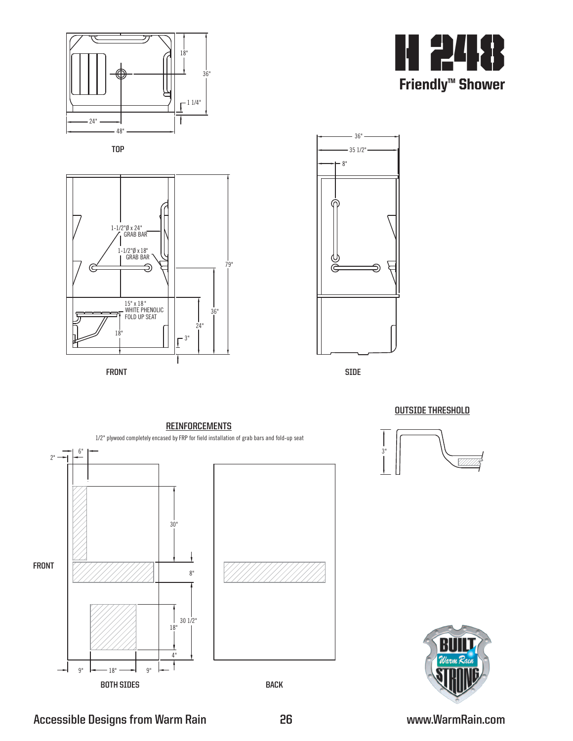# H 248

## Friendly™ Shower

TOP

18"
36"
1 1/4"
24"
48"

FRONT

1-1/2"Ø x 24" GRAB BAR
1-1/2"Ø x 18" GRAB BAR
15" x 18" WHITE PHENOLIC FOLD UP SEAT
18"
79"
36"
24"
3"

SIDE

36"
35 1/2"
8"

## OUTSIDE THRESHOLD

3"

## REINFORCEMENTS

1/2" plywood completely encased by FRP for field installation of grab bars and fold-up seat

FRONT

2"
6"
30"
8"
30 1/2"
18"
4"
9"
18"
9"

BOTH SIDES

BACK

Accessible Designs from Warm Rain

www.WarmRain.com